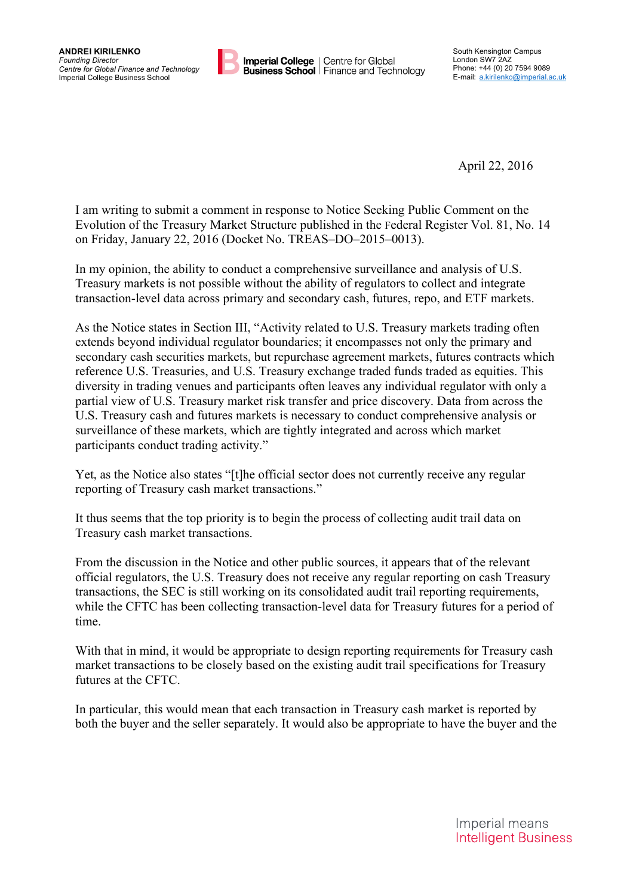**ANDREI KIRILENKO**
*Founding Director*
*Centre for Global Finance and Technology*
Imperial College Business School

**Imperial College Business School** | Centre for Global Finance and Technology

South Kensington Campus
London SW7 2AZ
Phone: +44 (0) 20 7594 9089
E-mail: a.kirilenko@imperial.ac.uk

April 22, 2016

I am writing to submit a comment in response to Notice Seeking Public Comment on the Evolution of the Treasury Market Structure published in the Federal Register Vol. 81, No. 14 on Friday, January 22, 2016 (Docket No. TREAS–DO–2015–0013).

In my opinion, the ability to conduct a comprehensive surveillance and analysis of U.S. Treasury markets is not possible without the ability of regulators to collect and integrate transaction-level data across primary and secondary cash, futures, repo, and ETF markets.

As the Notice states in Section III, "Activity related to U.S. Treasury markets trading often extends beyond individual regulator boundaries; it encompasses not only the primary and secondary cash securities markets, but repurchase agreement markets, futures contracts which reference U.S. Treasuries, and U.S. Treasury exchange traded funds traded as equities. This diversity in trading venues and participants often leaves any individual regulator with only a partial view of U.S. Treasury market risk transfer and price discovery. Data from across the U.S. Treasury cash and futures markets is necessary to conduct comprehensive analysis or surveillance of these markets, which are tightly integrated and across which market participants conduct trading activity."

Yet, as the Notice also states "[t]he official sector does not currently receive any regular reporting of Treasury cash market transactions."

It thus seems that the top priority is to begin the process of collecting audit trail data on Treasury cash market transactions.

From the discussion in the Notice and other public sources, it appears that of the relevant official regulators, the U.S. Treasury does not receive any regular reporting on cash Treasury transactions, the SEC is still working on its consolidated audit trail reporting requirements, while the CFTC has been collecting transaction-level data for Treasury futures for a period of time.

With that in mind, it would be appropriate to design reporting requirements for Treasury cash market transactions to be closely based on the existing audit trail specifications for Treasury futures at the CFTC.

In particular, this would mean that each transaction in Treasury cash market is reported by both the buyer and the seller separately. It would also be appropriate to have the buyer and the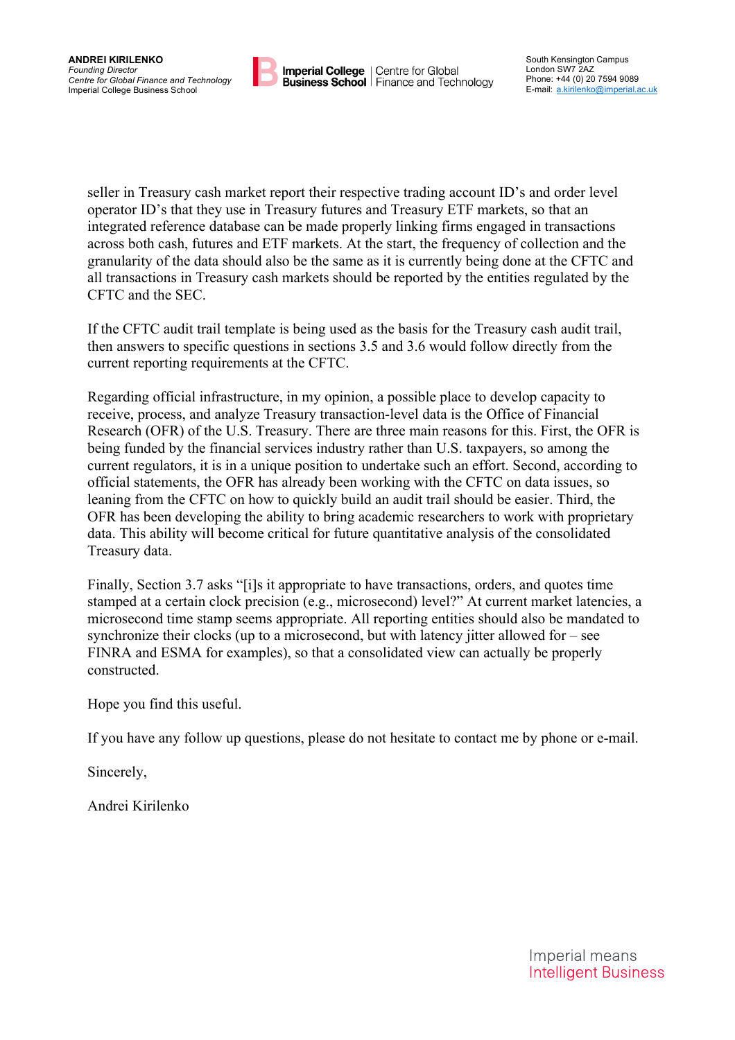seller in Treasury cash market report their respective trading account ID's and order level operator ID's that they use in Treasury futures and Treasury ETF markets, so that an integrated reference database can be made properly linking firms engaged in transactions across both cash, futures and ETF markets. At the start, the frequency of collection and the granularity of the data should also be the same as it is currently being done at the CFTC and all transactions in Treasury cash markets should be reported by the entities regulated by the CFTC and the SEC.

If the CFTC audit trail template is being used as the basis for the Treasury cash audit trail, then answers to specific questions in sections 3.5 and 3.6 would follow directly from the current reporting requirements at the CFTC.

Regarding official infrastructure, in my opinion, a possible place to develop capacity to receive, process, and analyze Treasury transaction-level data is the Office of Financial Research (OFR) of the U.S. Treasury. There are three main reasons for this. First, the OFR is being funded by the financial services industry rather than U.S. taxpayers, so among the current regulators, it is in a unique position to undertake such an effort. Second, according to official statements, the OFR has already been working with the CFTC on data issues, so leaning from the CFTC on how to quickly build an audit trail should be easier. Third, the OFR has been developing the ability to bring academic researchers to work with proprietary data. This ability will become critical for future quantitative analysis of the consolidated Treasury data.

Finally, Section 3.7 asks "[i]s it appropriate to have transactions, orders, and quotes time stamped at a certain clock precision (e.g., microsecond) level?" At current market latencies, a microsecond time stamp seems appropriate. All reporting entities should also be mandated to synchronize their clocks (up to a microsecond, but with latency jitter allowed for – see FINRA and ESMA for examples), so that a consolidated view can actually be properly constructed.

Hope you find this useful.

If you have any follow up questions, please do not hesitate to contact me by phone or e-mail.

Sincerely,

Andrei Kirilenko